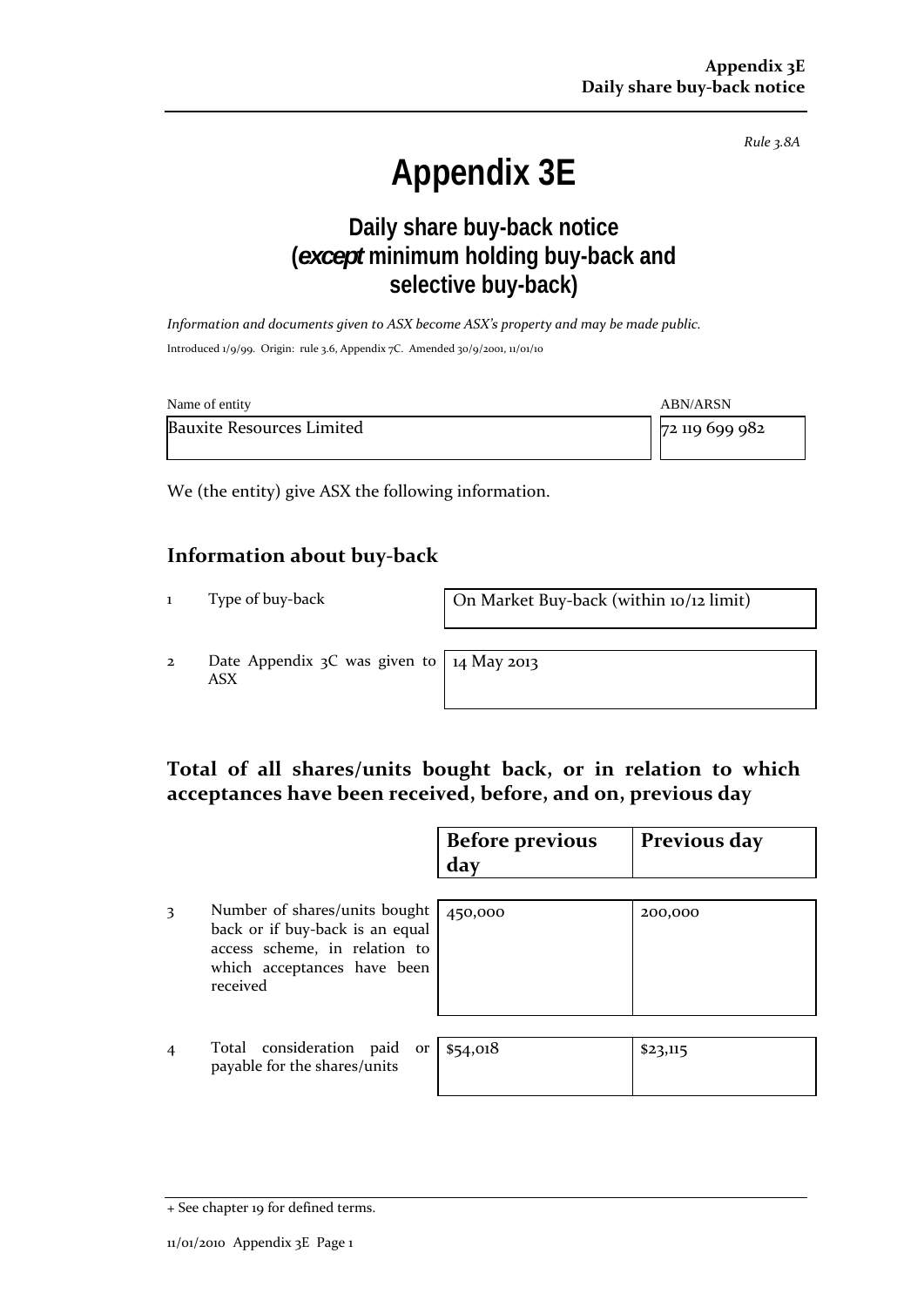*Rule 3.8A*

# Appendix 3E

## Daily share buy-back notice (*except* minimum holding buy-back and selective buy-back)

*Information and documents given to ASX become ASX's property and may be made public.*

Introduced 1/9/99. Origin: rule 3.6, Appendix 7C. Amended 30/9/2001, 11/01/10

| Name of entity | ABN/ARSN |
|---|---|
| Bauxite Resources Limited | 72 119 699 982 |

We (the entity) give ASX the following information.

## Information about buy-back

| | | |
|---|---|---|
| 1 | Type of buy-back | On Market Buy-back (within 10/12 limit) |
| 2 | Date Appendix 3C was given to ASX | 14 May 2013 |

## Total of all shares/units bought back, or in relation to which acceptances have been received, before, and on, previous day

| | | Before previous day | Previous day |
|---|---|---|---|
| 3 | Number of shares/units bought back or if buy-back is an equal access scheme, in relation to which acceptances have been received | 450,000 | 200,000 |
| 4 | Total consideration paid or payable for the shares/units | $54,018 | $23,115 |

+ See chapter 19 for defined terms.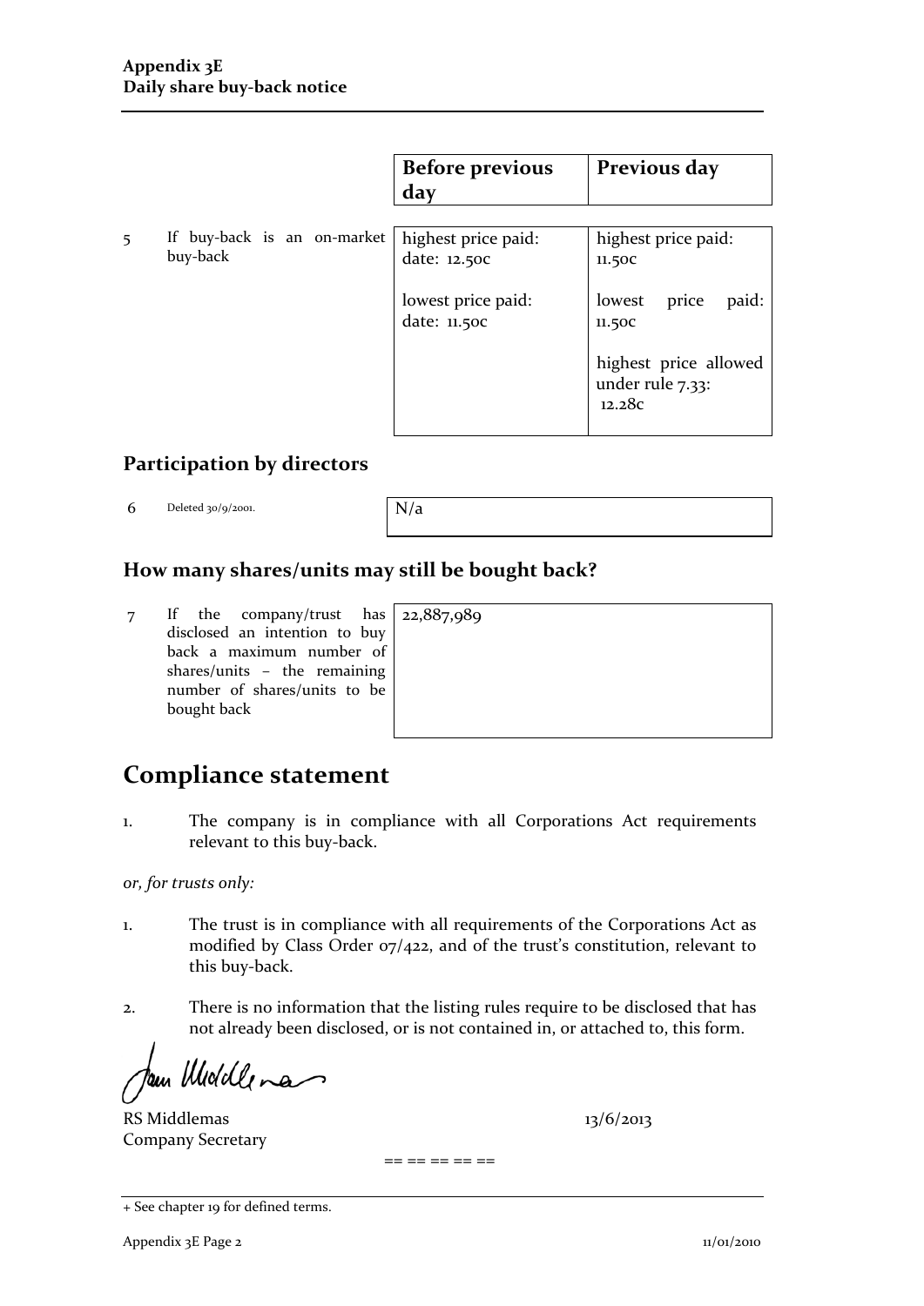**Appendix 3E**
**Daily share buy-back notice**

| | | Before previous day | Previous day |
|---|---|---|---|
| 5 | If buy-back is an on-market buy-back | highest price paid: date: 12.50c<br><br>lowest price paid: date: 11.50c | highest price paid: 11.50c<br><br>lowest price paid: 11.50c<br><br>highest price allowed under rule 7.33: 12.28c |

## Participation by directors

| | | |
|---|---|---|
| 6 | Deleted 30/9/2001. | N/a |

## How many shares/units may still be bought back?

| | | |
|---|---|---|
| 7 | If the company/trust has disclosed an intention to buy back a maximum number of shares/units – the remaining number of shares/units to be bought back | 22,887,989 |

# Compliance statement

1. The company is in compliance with all Corporations Act requirements relevant to this buy-back.

*or, for trusts only:*

1. The trust is in compliance with all requirements of the Corporations Act as modified by Class Order 07/422, and of the trust's constitution, relevant to this buy-back.

2. There is no information that the listing rules require to be disclosed that has not already been disclosed, or is not contained in, or attached to, this form.

RS Middlemas
Company Secretary

13/6/2013

== == == == ==

+ See chapter 19 for defined terms.